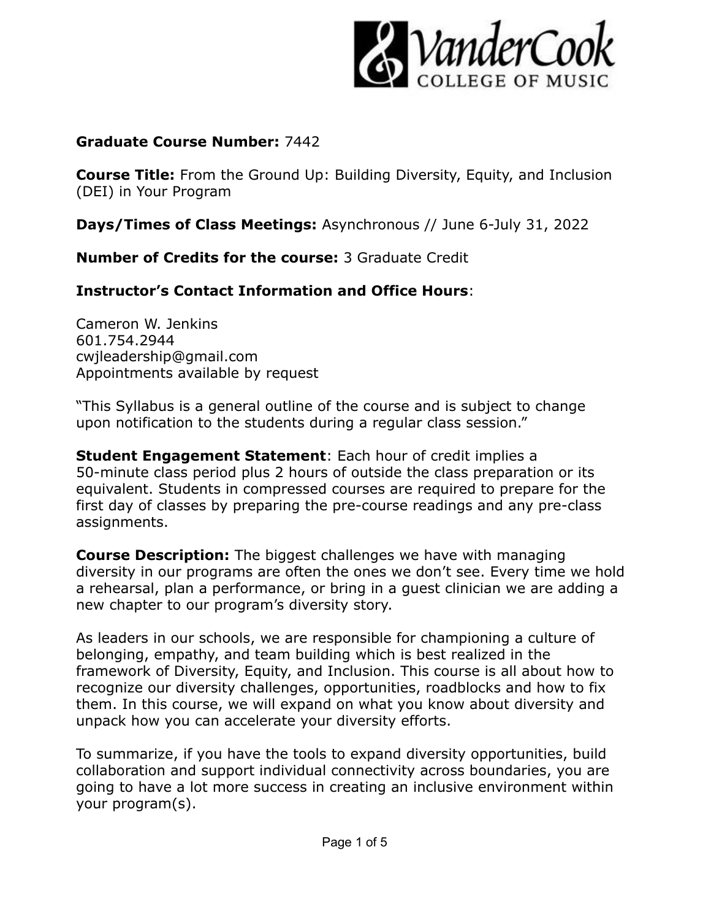**Graduate Course Number:** 7442

**Course Title:** From the Ground Up: Building Diversity, Equity, and Inclusion (DEI) in Your Program

**Days/Times of Class Meetings:** Asynchronous // June 6-July 31, 2022

**Number of Credits for the course:** 3 Graduate Credit

**Instructor's Contact Information and Office Hours**:

Cameron W. Jenkins
601.754.2944
cwjleadership@gmail.com
Appointments available by request

"This Syllabus is a general outline of the course and is subject to change upon notification to the students during a regular class session."

**Student Engagement Statement**: Each hour of credit implies a 50-minute class period plus 2 hours of outside the class preparation or its equivalent. Students in compressed courses are required to prepare for the first day of classes by preparing the pre-course readings and any pre-class assignments.

**Course Description:** The biggest challenges we have with managing diversity in our programs are often the ones we don't see. Every time we hold a rehearsal, plan a performance, or bring in a guest clinician we are adding a new chapter to our program's diversity story.

As leaders in our schools, we are responsible for championing a culture of belonging, empathy, and team building which is best realized in the framework of Diversity, Equity, and Inclusion. This course is all about how to recognize our diversity challenges, opportunities, roadblocks and how to fix them. In this course, we will expand on what you know about diversity and unpack how you can accelerate your diversity efforts.

To summarize, if you have the tools to expand diversity opportunities, build collaboration and support individual connectivity across boundaries, you are going to have a lot more success in creating an inclusive environment within your program(s).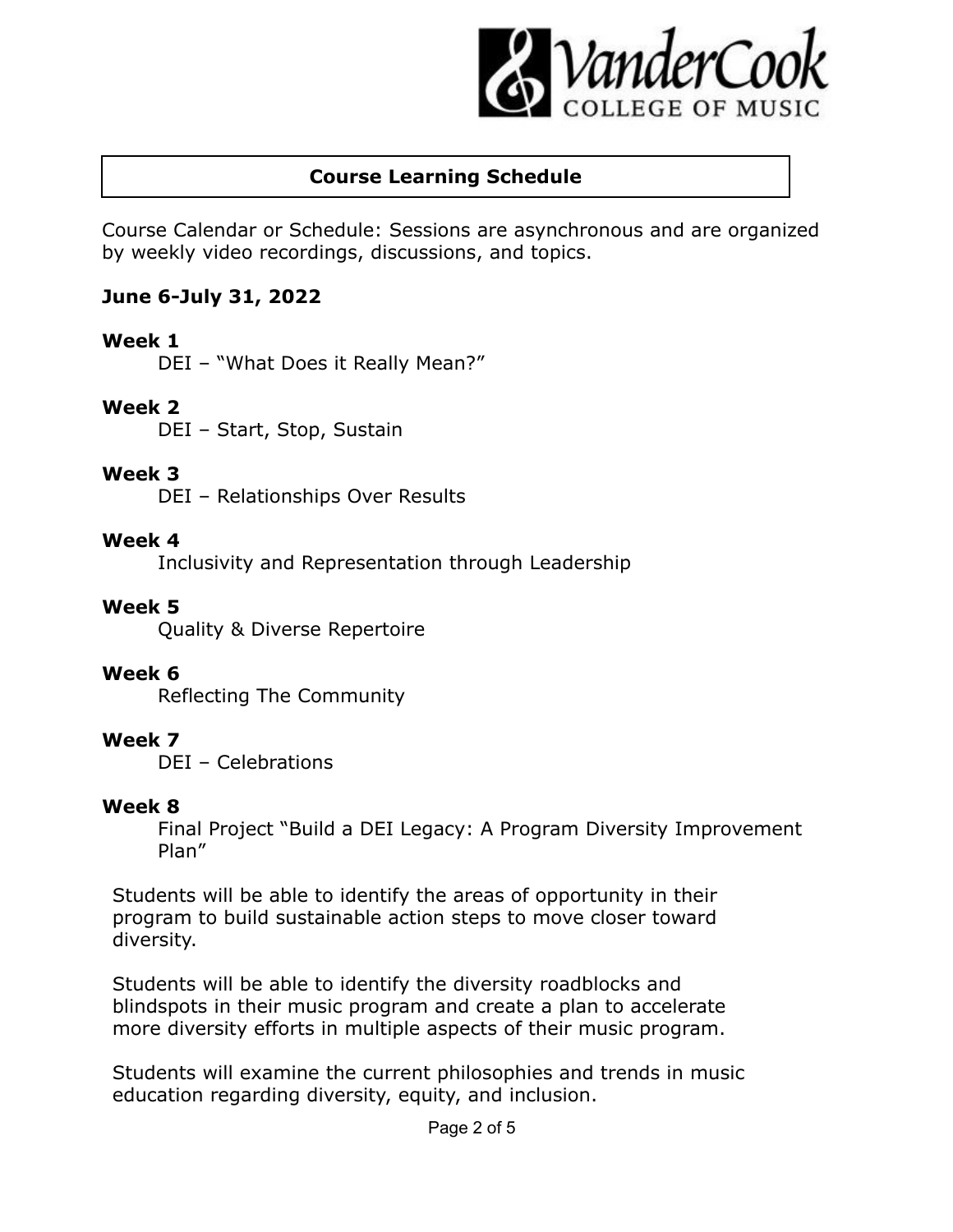## Course Learning Schedule

Course Calendar or Schedule: Sessions are asynchronous and are organized by weekly video recordings, discussions, and topics.

**June 6-July 31, 2022**

**Week 1**
DEI – "What Does it Really Mean?"

**Week 2**
DEI – Start, Stop, Sustain

**Week 3**
DEI – Relationships Over Results

**Week 4**
Inclusivity and Representation through Leadership

**Week 5**
Quality & Diverse Repertoire

**Week 6**
Reflecting The Community

**Week 7**
DEI – Celebrations

**Week 8**
Final Project "Build a DEI Legacy: A Program Diversity Improvement Plan"

Students will be able to identify the areas of opportunity in their program to build sustainable action steps to move closer toward diversity.

Students will be able to identify the diversity roadblocks and blindspots in their music program and create a plan to accelerate more diversity efforts in multiple aspects of their music program.

Students will examine the current philosophies and trends in music education regarding diversity, equity, and inclusion.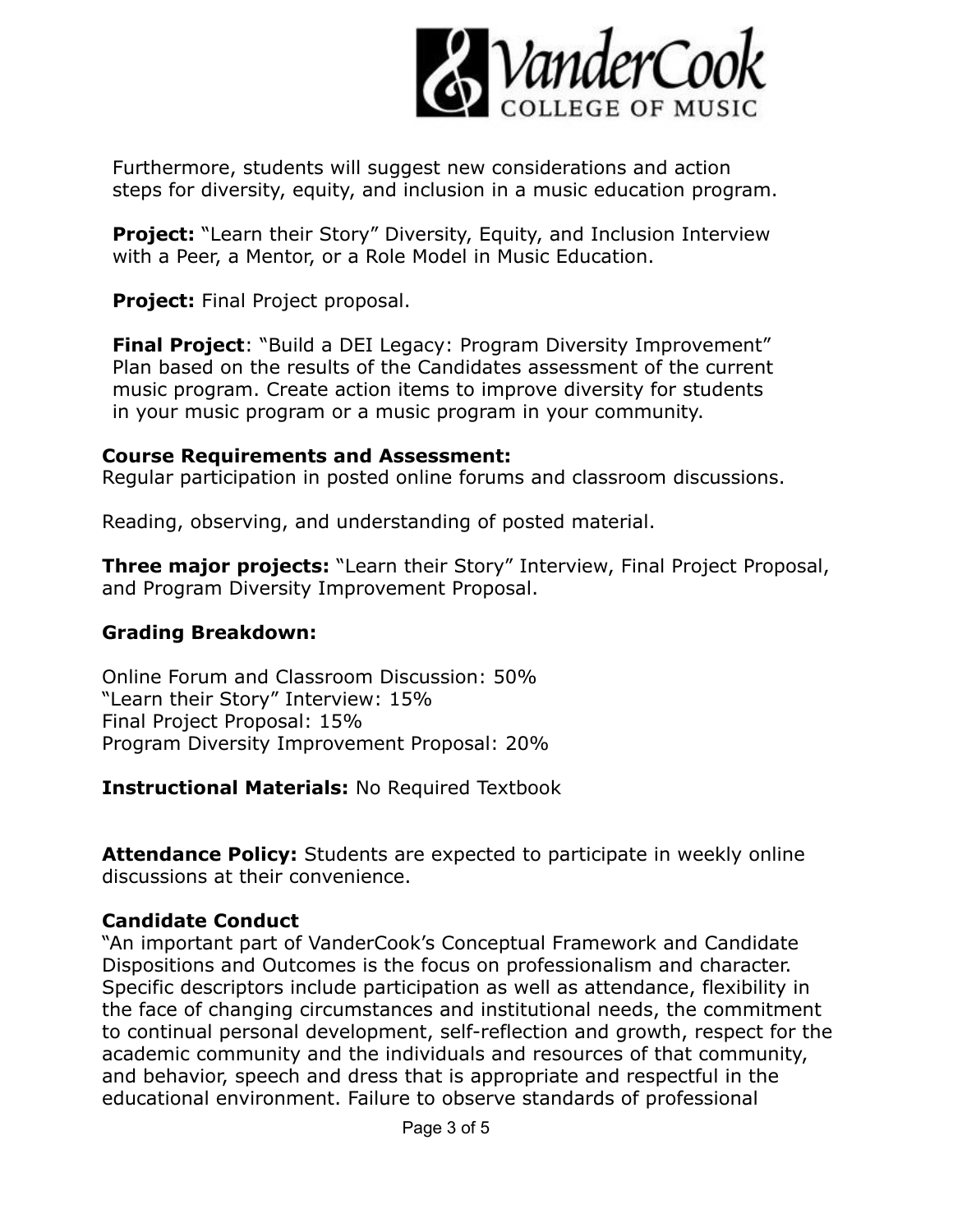Furthermore, students will suggest new considerations and action steps for diversity, equity, and inclusion in a music education program.

**Project:** "Learn their Story" Diversity, Equity, and Inclusion Interview with a Peer, a Mentor, or a Role Model in Music Education.

**Project:** Final Project proposal.

**Final Project**: "Build a DEI Legacy: Program Diversity Improvement" Plan based on the results of the Candidates assessment of the current music program. Create action items to improve diversity for students in your music program or a music program in your community.

**Course Requirements and Assessment:**
Regular participation in posted online forums and classroom discussions.

Reading, observing, and understanding of posted material.

**Three major projects:** "Learn their Story" Interview, Final Project Proposal, and Program Diversity Improvement Proposal.

**Grading Breakdown:**

Online Forum and Classroom Discussion: 50%
"Learn their Story" Interview: 15%
Final Project Proposal: 15%
Program Diversity Improvement Proposal: 20%

**Instructional Materials:** No Required Textbook

**Attendance Policy:** Students are expected to participate in weekly online discussions at their convenience.

**Candidate Conduct**
"An important part of VanderCook's Conceptual Framework and Candidate Dispositions and Outcomes is the focus on professionalism and character. Specific descriptors include participation as well as attendance, flexibility in the face of changing circumstances and institutional needs, the commitment to continual personal development, self-reflection and growth, respect for the academic community and the individuals and resources of that community, and behavior, speech and dress that is appropriate and respectful in the educational environment. Failure to observe standards of professional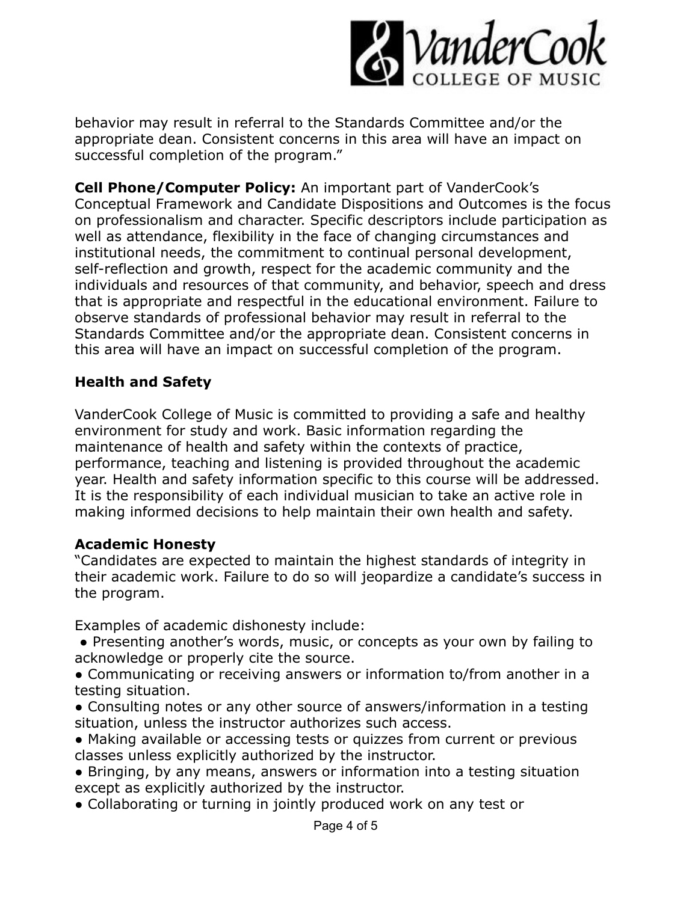behavior may result in referral to the Standards Committee and/or the appropriate dean. Consistent concerns in this area will have an impact on successful completion of the program."

**Cell Phone/Computer Policy:** An important part of VanderCook's Conceptual Framework and Candidate Dispositions and Outcomes is the focus on professionalism and character. Specific descriptors include participation as well as attendance, flexibility in the face of changing circumstances and institutional needs, the commitment to continual personal development, self-reflection and growth, respect for the academic community and the individuals and resources of that community, and behavior, speech and dress that is appropriate and respectful in the educational environment. Failure to observe standards of professional behavior may result in referral to the Standards Committee and/or the appropriate dean. Consistent concerns in this area will have an impact on successful completion of the program.

## Health and Safety

VanderCook College of Music is committed to providing a safe and healthy environment for study and work. Basic information regarding the maintenance of health and safety within the contexts of practice, performance, teaching and listening is provided throughout the academic year. Health and safety information specific to this course will be addressed. It is the responsibility of each individual musician to take an active role in making informed decisions to help maintain their own health and safety.

## Academic Honesty

"Candidates are expected to maintain the highest standards of integrity in their academic work. Failure to do so will jeopardize a candidate's success in the program.

Examples of academic dishonesty include:

- Presenting another's words, music, or concepts as your own by failing to acknowledge or properly cite the source.
- Communicating or receiving answers or information to/from another in a testing situation.
- Consulting notes or any other source of answers/information in a testing situation, unless the instructor authorizes such access.
- Making available or accessing tests or quizzes from current or previous classes unless explicitly authorized by the instructor.
- Bringing, by any means, answers or information into a testing situation except as explicitly authorized by the instructor.
- Collaborating or turning in jointly produced work on any test or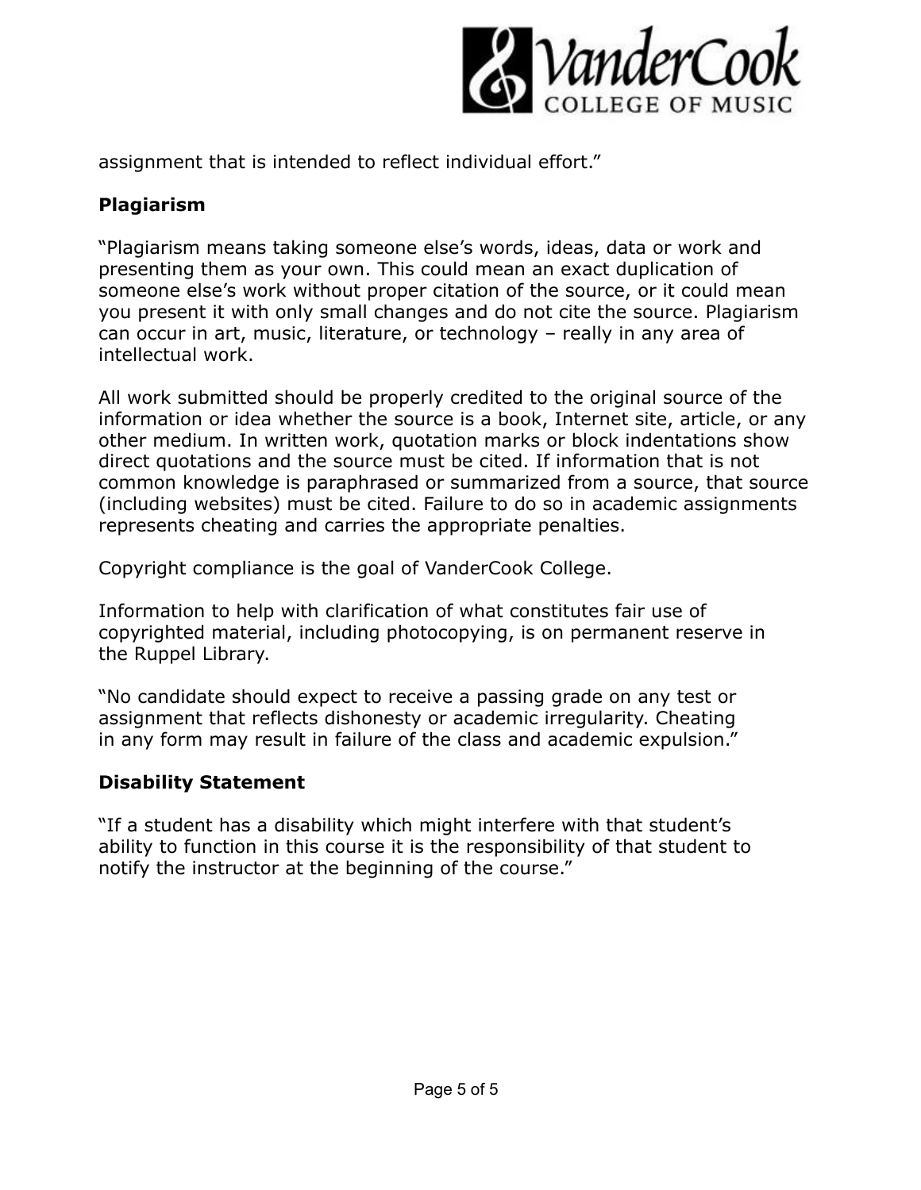assignment that is intended to reflect individual effort.”

**Plagiarism**

“Plagiarism means taking someone else’s words, ideas, data or work and presenting them as your own. This could mean an exact duplication of someone else’s work without proper citation of the source, or it could mean you present it with only small changes and do not cite the source. Plagiarism can occur in art, music, literature, or technology – really in any area of intellectual work.

All work submitted should be properly credited to the original source of the information or idea whether the source is a book, Internet site, article, or any other medium. In written work, quotation marks or block indentations show direct quotations and the source must be cited. If information that is not common knowledge is paraphrased or summarized from a source, that source (including websites) must be cited. Failure to do so in academic assignments represents cheating and carries the appropriate penalties.

Copyright compliance is the goal of VanderCook College.

Information to help with clarification of what constitutes fair use of copyrighted material, including photocopying, is on permanent reserve in the Ruppel Library.

“No candidate should expect to receive a passing grade on any test or assignment that reflects dishonesty or academic irregularity. Cheating in any form may result in failure of the class and academic expulsion.”

**Disability Statement**

“If a student has a disability which might interfere with that student’s ability to function in this course it is the responsibility of that student to notify the instructor at the beginning of the course.”